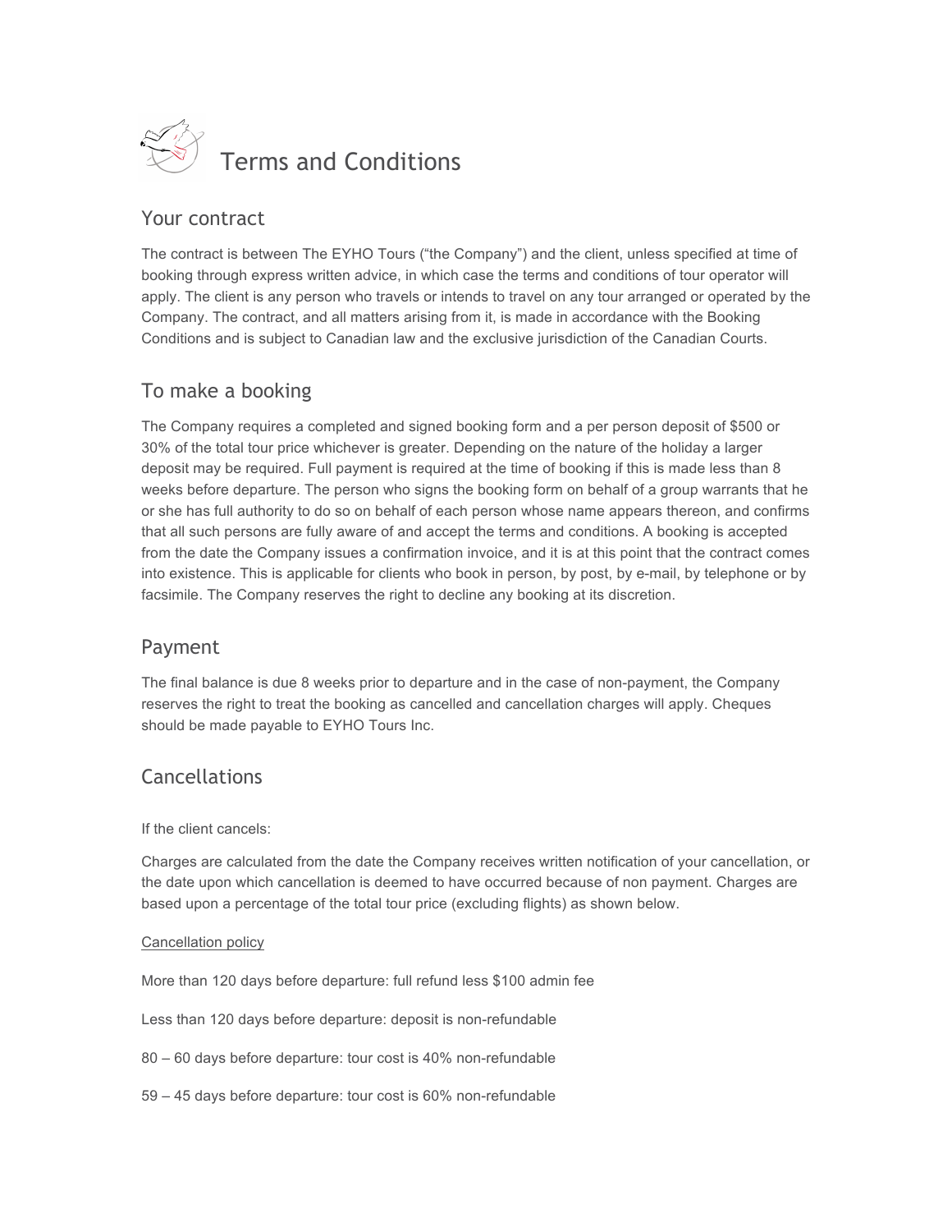# Terms and Conditions

## Your contract

The contract is between The EYHO Tours ("the Company") and the client, unless specified at time of booking through express written advice, in which case the terms and conditions of tour operator will apply. The client is any person who travels or intends to travel on any tour arranged or operated by the Company. The contract, and all matters arising from it, is made in accordance with the Booking Conditions and is subject to Canadian law and the exclusive jurisdiction of the Canadian Courts.

## To make a booking

The Company requires a completed and signed booking form and a per person deposit of $500 or 30% of the total tour price whichever is greater. Depending on the nature of the holiday a larger deposit may be required. Full payment is required at the time of booking if this is made less than 8 weeks before departure. The person who signs the booking form on behalf of a group warrants that he or she has full authority to do so on behalf of each person whose name appears thereon, and confirms that all such persons are fully aware of and accept the terms and conditions. A booking is accepted from the date the Company issues a confirmation invoice, and it is at this point that the contract comes into existence. This is applicable for clients who book in person, by post, by e-mail, by telephone or by facsimile. The Company reserves the right to decline any booking at its discretion.

## Payment

The final balance is due 8 weeks prior to departure and in the case of non-payment, the Company reserves the right to treat the booking as cancelled and cancellation charges will apply. Cheques should be made payable to EYHO Tours Inc.

## Cancellations

If the client cancels:

Charges are calculated from the date the Company receives written notification of your cancellation, or the date upon which cancellation is deemed to have occurred because of non payment. Charges are based upon a percentage of the total tour price (excluding flights) as shown below.

Cancellation policy

More than 120 days before departure: full refund less $100 admin fee

Less than 120 days before departure: deposit is non-refundable

80 – 60 days before departure: tour cost is 40% non-refundable

59 – 45 days before departure: tour cost is 60% non-refundable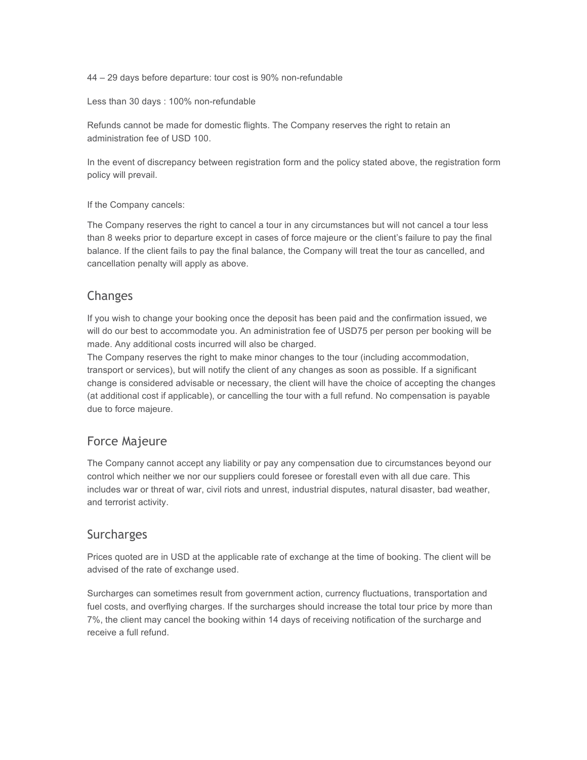44 – 29 days before departure: tour cost is 90% non-refundable

Less than 30 days : 100% non-refundable

Refunds cannot be made for domestic flights. The Company reserves the right to retain an administration fee of USD 100.

In the event of discrepancy between registration form and the policy stated above, the registration form policy will prevail.

If the Company cancels:

The Company reserves the right to cancel a tour in any circumstances but will not cancel a tour less than 8 weeks prior to departure except in cases of force majeure or the client's failure to pay the final balance. If the client fails to pay the final balance, the Company will treat the tour as cancelled, and cancellation penalty will apply as above.

## Changes

If you wish to change your booking once the deposit has been paid and the confirmation issued, we will do our best to accommodate you. An administration fee of USD75 per person per booking will be made. Any additional costs incurred will also be charged.
The Company reserves the right to make minor changes to the tour (including accommodation, transport or services), but will notify the client of any changes as soon as possible. If a significant change is considered advisable or necessary, the client will have the choice of accepting the changes (at additional cost if applicable), or cancelling the tour with a full refund. No compensation is payable due to force majeure.

## Force Majeure

The Company cannot accept any liability or pay any compensation due to circumstances beyond our control which neither we nor our suppliers could foresee or forestall even with all due care. This includes war or threat of war, civil riots and unrest, industrial disputes, natural disaster, bad weather, and terrorist activity.

## Surcharges

Prices quoted are in USD at the applicable rate of exchange at the time of booking. The client will be advised of the rate of exchange used.

Surcharges can sometimes result from government action, currency fluctuations, transportation and fuel costs, and overflying charges. If the surcharges should increase the total tour price by more than 7%, the client may cancel the booking within 14 days of receiving notification of the surcharge and receive a full refund.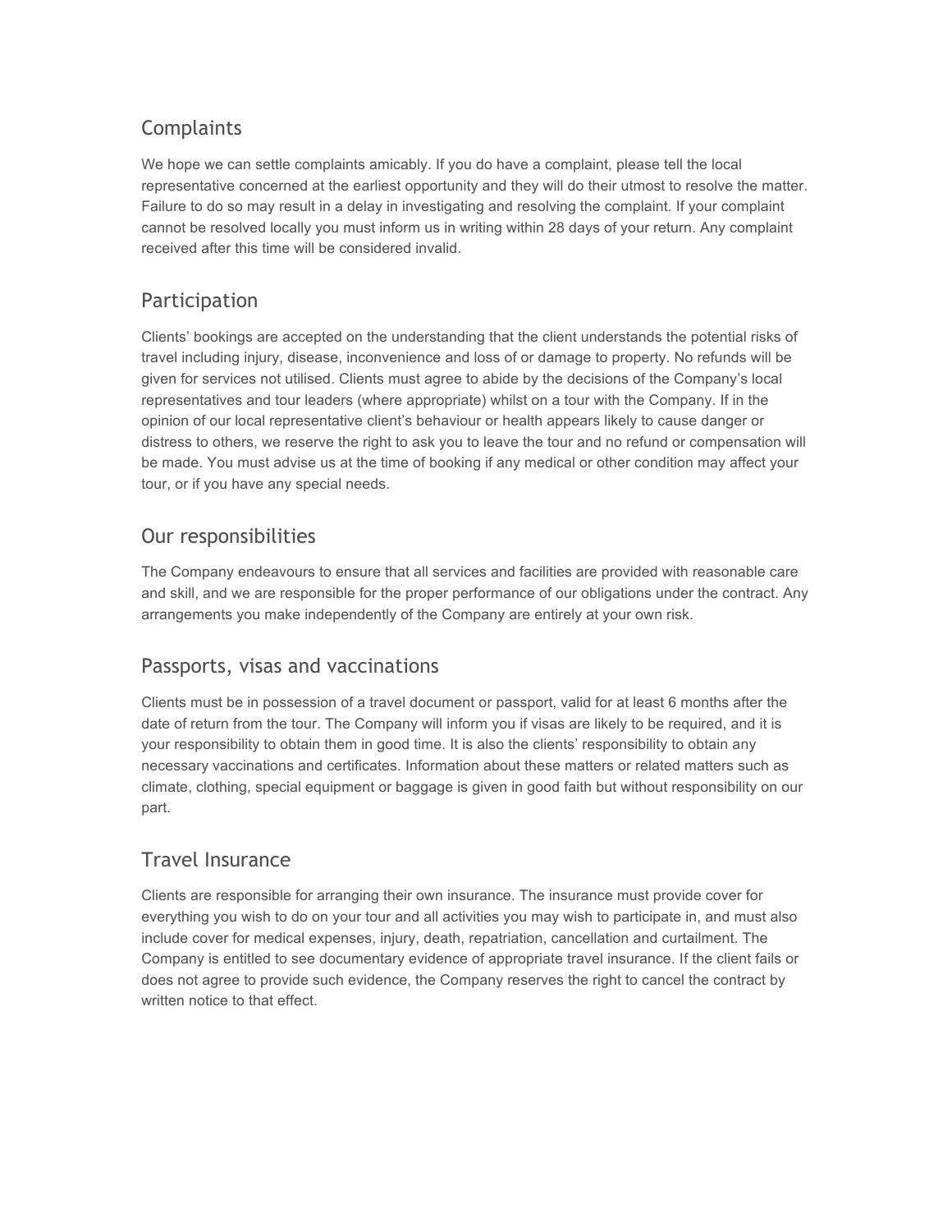## Complaints

We hope we can settle complaints amicably. If you do have a complaint, please tell the local representative concerned at the earliest opportunity and they will do their utmost to resolve the matter. Failure to do so may result in a delay in investigating and resolving the complaint. If your complaint cannot be resolved locally you must inform us in writing within 28 days of your return. Any complaint received after this time will be considered invalid.

## Participation

Clients' bookings are accepted on the understanding that the client understands the potential risks of travel including injury, disease, inconvenience and loss of or damage to property. No refunds will be given for services not utilised. Clients must agree to abide by the decisions of the Company's local representatives and tour leaders (where appropriate) whilst on a tour with the Company. If in the opinion of our local representative client's behaviour or health appears likely to cause danger or distress to others, we reserve the right to ask you to leave the tour and no refund or compensation will be made. You must advise us at the time of booking if any medical or other condition may affect your tour, or if you have any special needs.

## Our responsibilities

The Company endeavours to ensure that all services and facilities are provided with reasonable care and skill, and we are responsible for the proper performance of our obligations under the contract. Any arrangements you make independently of the Company are entirely at your own risk.

## Passports, visas and vaccinations

Clients must be in possession of a travel document or passport, valid for at least 6 months after the date of return from the tour. The Company will inform you if visas are likely to be required, and it is your responsibility to obtain them in good time. It is also the clients' responsibility to obtain any necessary vaccinations and certificates. Information about these matters or related matters such as climate, clothing, special equipment or baggage is given in good faith but without responsibility on our part.

## Travel Insurance

Clients are responsible for arranging their own insurance. The insurance must provide cover for everything you wish to do on your tour and all activities you may wish to participate in, and must also include cover for medical expenses, injury, death, repatriation, cancellation and curtailment. The Company is entitled to see documentary evidence of appropriate travel insurance. If the client fails or does not agree to provide such evidence, the Company reserves the right to cancel the contract by written notice to that effect.